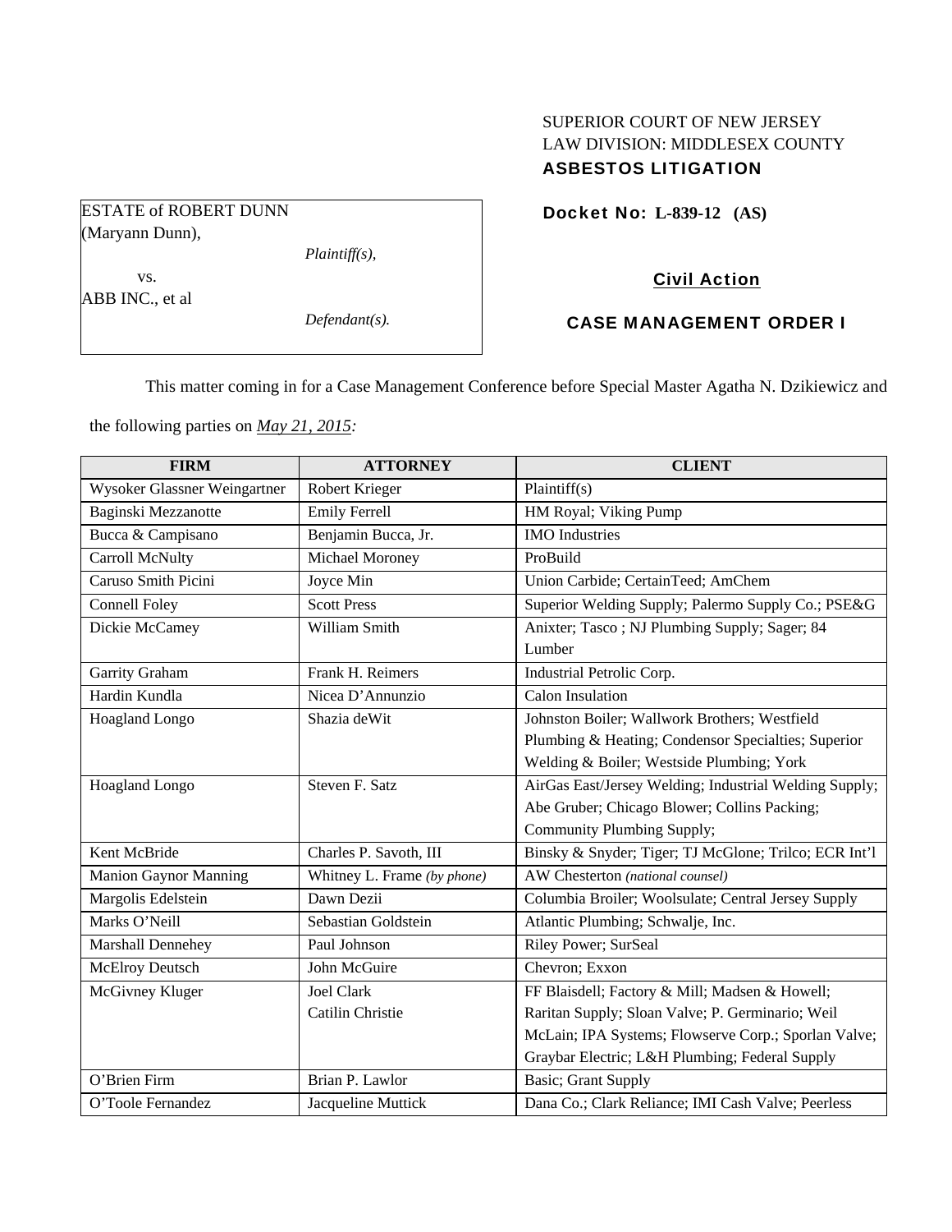SUPERIOR COURT OF NEW JERSEY
LAW DIVISION: MIDDLESEX COUNTY
**ASBESTOS LITIGATION**

ESTATE of ROBERT DUNN (Maryann Dunn),

*Plaintiff(s),*

vs.

ABB INC., et al

*Defendant(s).*

**Docket No: L-839-12 (AS)**

**Civil Action**

**CASE MANAGEMENT ORDER I**

This matter coming in for a Case Management Conference before Special Master Agatha N. Dzikiewicz and the following parties on ***May 21, 2015:***

| FIRM | ATTORNEY | CLIENT |
|---|---|---|
| Wysoker Glassner Weingartner | Robert Krieger | Plaintiff(s) |
| Baginski Mezzanotte | Emily Ferrell | HM Royal; Viking Pump |
| Bucca & Campisano | Benjamin Bucca, Jr. | IMO Industries |
| Carroll McNulty | Michael Moroney | ProBuild |
| Caruso Smith Picini | Joyce Min | Union Carbide; CertainTeed; AmChem |
| Connell Foley | Scott Press | Superior Welding Supply; Palermo Supply Co.; PSE&G |
| Dickie McCamey | William Smith | Anixter; Tasco ; NJ Plumbing Supply; Sager; 84 Lumber |
| Garrity Graham | Frank H. Reimers | Industrial Petrolic Corp. |
| Hardin Kundla | Nicea D'Annunzio | Calon Insulation |
| Hoagland Longo | Shazia deWit | Johnston Boiler; Wallwork Brothers; Westfield Plumbing & Heating; Condensor Specialties; Superior Welding & Boiler; Westside Plumbing; York |
| Hoagland Longo | Steven F. Satz | AirGas East/Jersey Welding; Industrial Welding Supply; Abe Gruber; Chicago Blower; Collins Packing; Community Plumbing Supply; |
| Kent McBride | Charles P. Savoth, III | Binsky & Snyder; Tiger; TJ McGlone; Trilco; ECR Int'l |
| Manion Gaynor Manning | Whitney L. Frame *(by phone)* | AW Chesterton *(national counsel)* |
| Margolis Edelstein | Dawn Dezii | Columbia Broiler; Woolsulate; Central Jersey Supply |
| Marks O'Neill | Sebastian Goldstein | Atlantic Plumbing; Schwalje, Inc. |
| Marshall Dennehey | Paul Johnson | Riley Power; SurSeal |
| McElroy Deutsch | John McGuire | Chevron; Exxon |
| McGivney Kluger | Joel Clark<br>Catilin Christie | FF Blaisdell; Factory & Mill; Madsen & Howell; Raritan Supply; Sloan Valve; P. Germinario; Weil McLain; IPA Systems; Flowserve Corp.; Sporlan Valve; Graybar Electric; L&H Plumbing; Federal Supply |
| O'Brien Firm | Brian P. Lawlor | Basic; Grant Supply |
| O'Toole Fernandez | Jacqueline Muttick | Dana Co.; Clark Reliance; IMI Cash Valve; Peerless |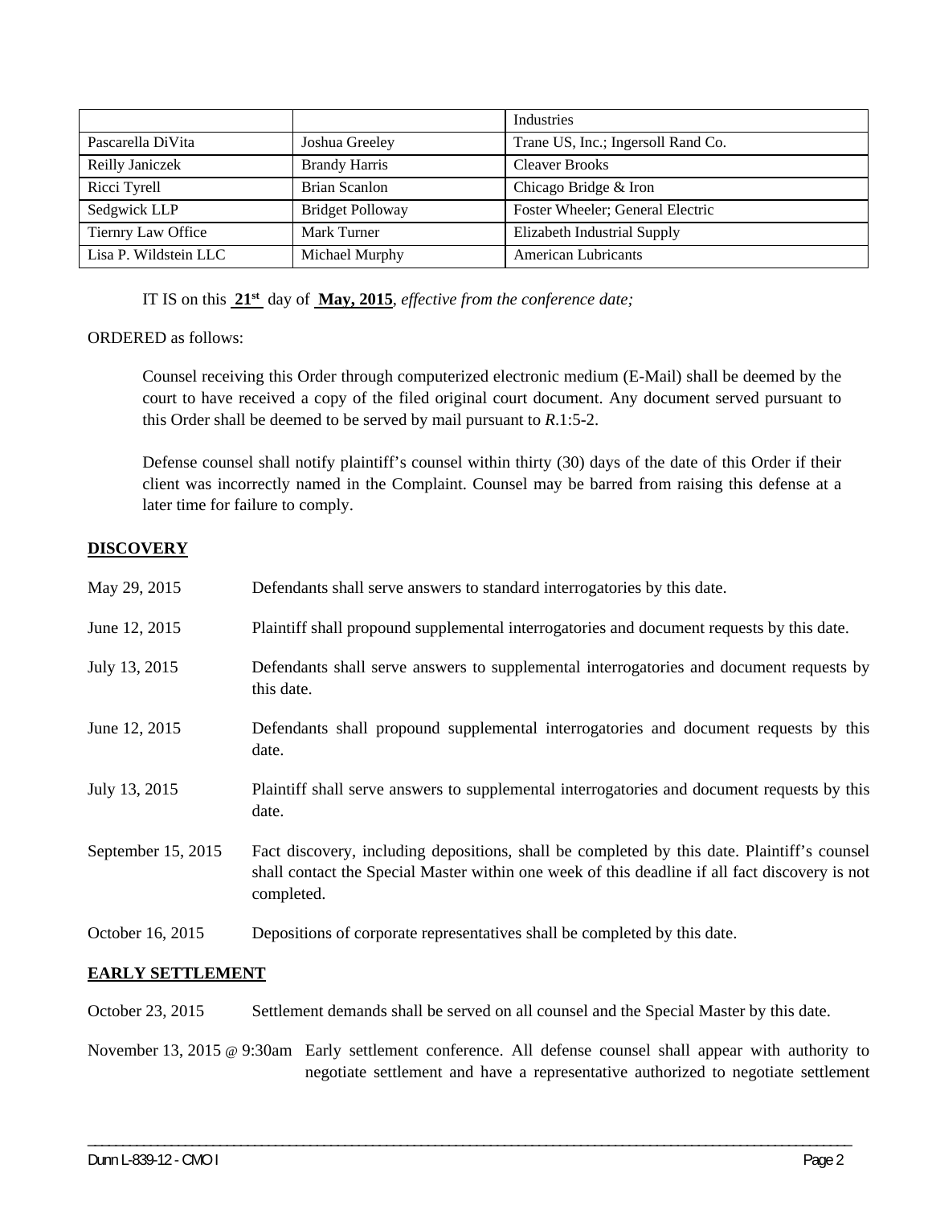| | | Industries |
|---|---|---|
| Pascarella DiVita | Joshua Greeley | Trane US, Inc.; Ingersoll Rand Co. |
| Reilly Janiczek | Brandy Harris | Cleaver Brooks |
| Ricci Tyrell | Brian Scanlon | Chicago Bridge & Iron |
| Sedgwick LLP | Bridget Polloway | Foster Wheeler; General Electric |
| Tiernry Law Office | Mark Turner | Elizabeth Industrial Supply |
| Lisa P. Wildstein LLC | Michael Murphy | American Lubricants |

IT IS on this **21st** day of **May, 2015**, *effective from the conference date;*

ORDERED as follows:

Counsel receiving this Order through computerized electronic medium (E-Mail) shall be deemed by the court to have received a copy of the filed original court document. Any document served pursuant to this Order shall be deemed to be served by mail pursuant to *R*.1:5-2.

Defense counsel shall notify plaintiff's counsel within thirty (30) days of the date of this Order if their client was incorrectly named in the Complaint. Counsel may be barred from raising this defense at a later time for failure to comply.

## DISCOVERY

| | |
|---|---|
| May 29, 2015 | Defendants shall serve answers to standard interrogatories by this date. |
| June 12, 2015 | Plaintiff shall propound supplemental interrogatories and document requests by this date. |
| July 13, 2015 | Defendants shall serve answers to supplemental interrogatories and document requests by this date. |
| June 12, 2015 | Defendants shall propound supplemental interrogatories and document requests by this date. |
| July 13, 2015 | Plaintiff shall serve answers to supplemental interrogatories and document requests by this date. |
| September 15, 2015 | Fact discovery, including depositions, shall be completed by this date. Plaintiff's counsel shall contact the Special Master within one week of this deadline if all fact discovery is not completed. |
| October 16, 2015 | Depositions of corporate representatives shall be completed by this date. |

## EARLY SETTLEMENT

| | |
|---|---|
| October 23, 2015 | Settlement demands shall be served on all counsel and the Special Master by this date. |
| November 13, 2015 @ 9:30am | Early settlement conference. All defense counsel shall appear with authority to negotiate settlement and have a representative authorized to negotiate settlement |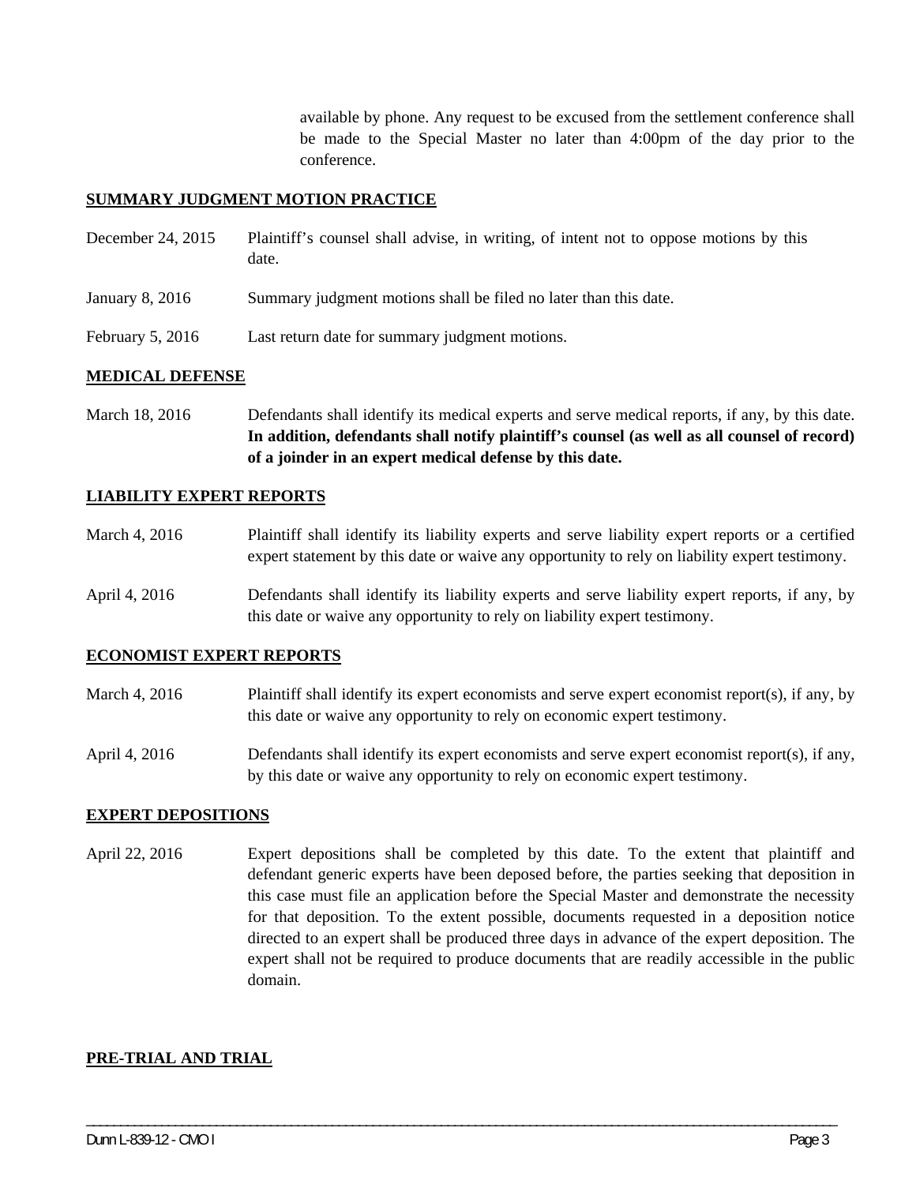available by phone. Any request to be excused from the settlement conference shall be made to the Special Master no later than 4:00pm of the day prior to the conference.

**SUMMARY JUDGMENT MOTION PRACTICE**

| | |
|---|---|
| December 24, 2015 | Plaintiff's counsel shall advise, in writing, of intent not to oppose motions by this date. |
| January 8, 2016 | Summary judgment motions shall be filed no later than this date. |
| February 5, 2016 | Last return date for summary judgment motions. |

**MEDICAL DEFENSE**

| | |
|---|---|
| March 18, 2016 | Defendants shall identify its medical experts and serve medical reports, if any, by this date. **In addition, defendants shall notify plaintiff's counsel (as well as all counsel of record) of a joinder in an expert medical defense by this date.** |

**LIABILITY EXPERT REPORTS**

| | |
|---|---|
| March 4, 2016 | Plaintiff shall identify its liability experts and serve liability expert reports or a certified expert statement by this date or waive any opportunity to rely on liability expert testimony. |
| April 4, 2016 | Defendants shall identify its liability experts and serve liability expert reports, if any, by this date or waive any opportunity to rely on liability expert testimony. |

**ECONOMIST EXPERT REPORTS**

| | |
|---|---|
| March 4, 2016 | Plaintiff shall identify its expert economists and serve expert economist report(s), if any, by this date or waive any opportunity to rely on economic expert testimony. |
| April 4, 2016 | Defendants shall identify its expert economists and serve expert economist report(s), if any, by this date or waive any opportunity to rely on economic expert testimony. |

**EXPERT DEPOSITIONS**

| | |
|---|---|
| April 22, 2016 | Expert depositions shall be completed by this date. To the extent that plaintiff and defendant generic experts have been deposed before, the parties seeking that deposition in this case must file an application before the Special Master and demonstrate the necessity for that deposition. To the extent possible, documents requested in a deposition notice directed to an expert shall be produced three days in advance of the expert deposition. The expert shall not be required to produce documents that are readily accessible in the public domain. |

**PRE-TRIAL AND TRIAL**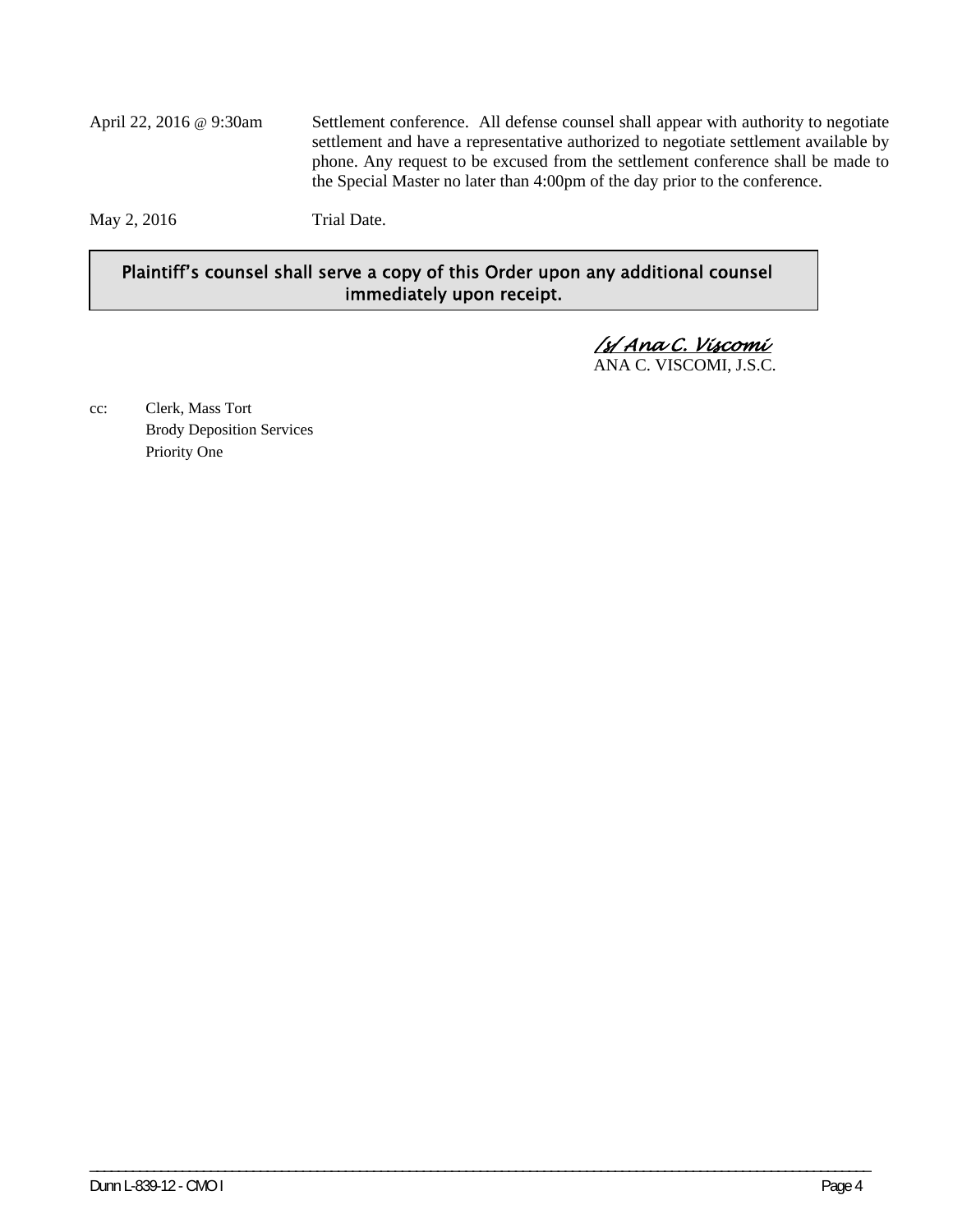| | |
|---|---|
| April 22, 2016 @ 9:30am | Settlement conference. All defense counsel shall appear with authority to negotiate settlement and have a representative authorized to negotiate settlement available by phone. Any request to be excused from the settlement conference shall be made to the Special Master no later than 4:00pm of the day prior to the conference. |
| May 2, 2016 | Trial Date. |

**Plaintiff's counsel shall serve a copy of this Order upon any additional counsel immediately upon receipt.**

*/s/ Ana C. Viscomi*
ANA C. VISCOMI, J.S.C.

cc: Clerk, Mass Tort
Brody Deposition Services
Priority One